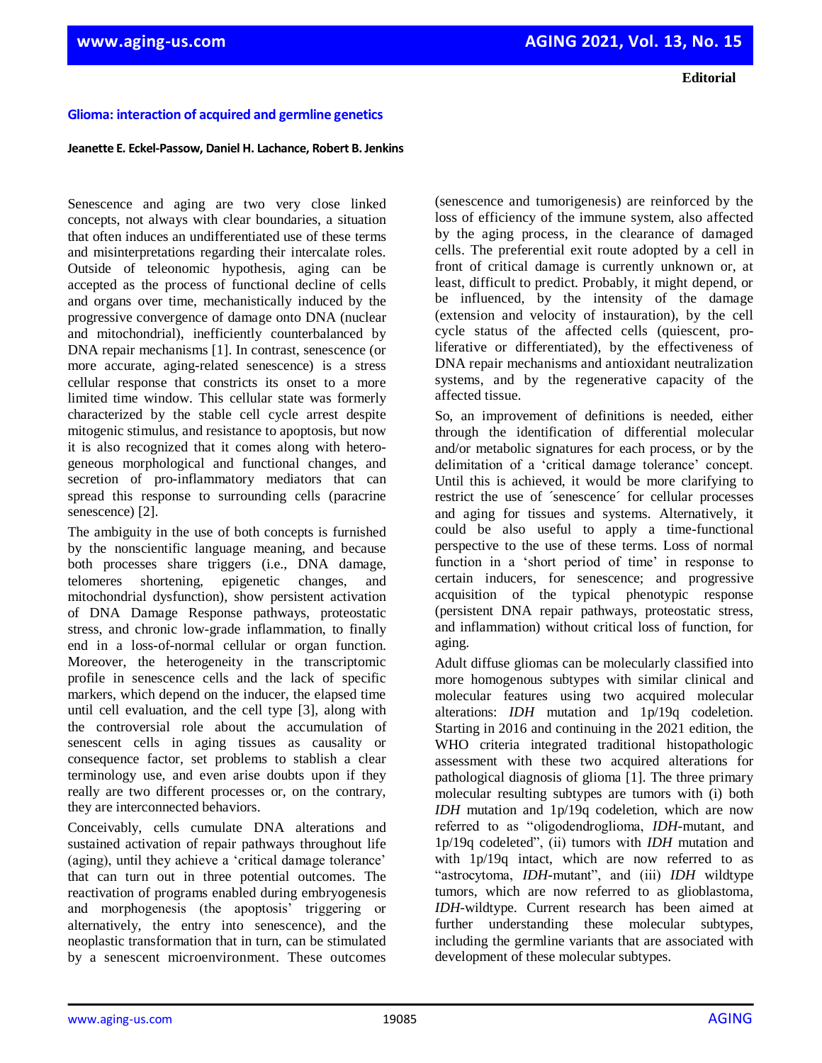**Editorial**

# Glioma: interaction of acquired and germline genetics

**Jeanette E. Eckel-Passow, Daniel H. Lachance, Robert B. Jenkins**

Senescence and aging are two very close linked concepts, not always with clear boundaries, a situation that often induces an undifferentiated use of these terms and misinterpretations regarding their intercalate roles. Outside of teleonomic hypothesis, aging can be accepted as the process of functional decline of cells and organs over time, mechanistically induced by the progressive convergence of damage onto DNA (nuclear and mitochondrial), inefficiently counterbalanced by DNA repair mechanisms [1]. In contrast, senescence (or more accurate, aging-related senescence) is a stress cellular response that constricts its onset to a more limited time window. This cellular state was formerly characterized by the stable cell cycle arrest despite mitogenic stimulus, and resistance to apoptosis, but now it is also recognized that it comes along with heterogeneous morphological and functional changes, and secretion of pro-inflammatory mediators that can spread this response to surrounding cells (paracrine senescence) [2].

The ambiguity in the use of both concepts is furnished by the nonscientific language meaning, and because both processes share triggers (i.e., DNA damage, telomeres shortening, epigenetic changes, and mitochondrial dysfunction), show persistent activation of DNA Damage Response pathways, proteostatic stress, and chronic low-grade inflammation, to finally end in a loss-of-normal cellular or organ function. Moreover, the heterogeneity in the transcriptomic profile in senescence cells and the lack of specific markers, which depend on the inducer, the elapsed time until cell evaluation, and the cell type [3], along with the controversial role about the accumulation of senescent cells in aging tissues as causality or consequence factor, set problems to stablish a clear terminology use, and even arise doubts upon if they really are two different processes or, on the contrary, they are interconnected behaviors.

Conceivably, cells cumulate DNA alterations and sustained activation of repair pathways throughout life (aging), until they achieve a 'critical damage tolerance' that can turn out in three potential outcomes. The reactivation of programs enabled during embryogenesis and morphogenesis (the apoptosis' triggering or alternatively, the entry into senescence), and the neoplastic transformation that in turn, can be stimulated by a senescent microenvironment. These outcomes (senescence and tumorigenesis) are reinforced by the loss of efficiency of the immune system, also affected by the aging process, in the clearance of damaged cells. The preferential exit route adopted by a cell in front of critical damage is currently unknown or, at least, difficult to predict. Probably, it might depend, or be influenced, by the intensity of the damage (extension and velocity of instauration), by the cell cycle status of the affected cells (quiescent, proliferative or differentiated), by the effectiveness of DNA repair mechanisms and antioxidant neutralization systems, and by the regenerative capacity of the affected tissue.

So, an improvement of definitions is needed, either through the identification of differential molecular and/or metabolic signatures for each process, or by the delimitation of a 'critical damage tolerance' concept. Until this is achieved, it would be more clarifying to restrict the use of ´senescence´ for cellular processes and aging for tissues and systems. Alternatively, it could be also useful to apply a time-functional perspective to the use of these terms. Loss of normal function in a 'short period of time' in response to certain inducers, for senescence; and progressive acquisition of the typical phenotypic response (persistent DNA repair pathways, proteostatic stress, and inflammation) without critical loss of function, for aging.

Adult diffuse gliomas can be molecularly classified into more homogenous subtypes with similar clinical and molecular features using two acquired molecular alterations: *IDH* mutation and 1p/19q codeletion. Starting in 2016 and continuing in the 2021 edition, the WHO criteria integrated traditional histopathologic assessment with these two acquired alterations for pathological diagnosis of glioma [1]. The three primary molecular resulting subtypes are tumors with (i) both *IDH* mutation and 1p/19q codeletion, which are now referred to as "oligodendroglioma, *IDH*-mutant, and 1p/19q codeleted", (ii) tumors with *IDH* mutation and with 1p/19q intact, which are now referred to as "astrocytoma, *IDH*-mutant", and (iii) *IDH* wildtype tumors, which are now referred to as glioblastoma, *IDH*-wildtype. Current research has been aimed at further understanding these molecular subtypes, including the germline variants that are associated with development of these molecular subtypes.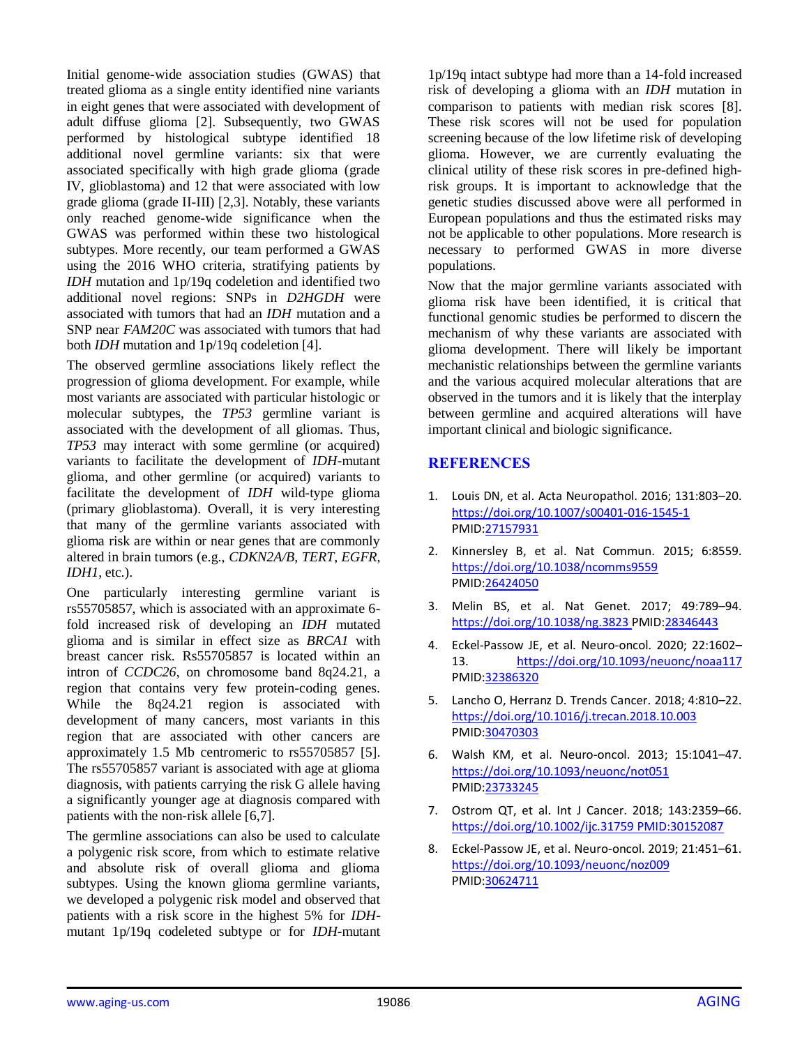Initial genome-wide association studies (GWAS) that treated glioma as a single entity identified nine variants in eight genes that were associated with development of adult diffuse glioma [2]. Subsequently, two GWAS performed by histological subtype identified 18 additional novel germline variants: six that were associated specifically with high grade glioma (grade IV, glioblastoma) and 12 that were associated with low grade glioma (grade II-III) [2,3]. Notably, these variants only reached genome-wide significance when the GWAS was performed within these two histological subtypes. More recently, our team performed a GWAS using the 2016 WHO criteria, stratifying patients by *IDH* mutation and 1p/19q codeletion and identified two additional novel regions: SNPs in *D2HGDH* were associated with tumors that had an *IDH* mutation and a SNP near *FAM20C* was associated with tumors that had both *IDH* mutation and 1p/19q codeletion [4].

The observed germline associations likely reflect the progression of glioma development. For example, while most variants are associated with particular histologic or molecular subtypes, the *TP53* germline variant is associated with the development of all gliomas. Thus, *TP53* may interact with some germline (or acquired) variants to facilitate the development of *IDH*-mutant glioma, and other germline (or acquired) variants to facilitate the development of *IDH* wild-type glioma (primary glioblastoma). Overall, it is very interesting that many of the germline variants associated with glioma risk are within or near genes that are commonly altered in brain tumors (e.g., *CDKN2A/B*, *TERT*, *EGFR*, *IDH1*, etc.).

One particularly interesting germline variant is rs55705857, which is associated with an approximate 6-fold increased risk of developing an *IDH* mutated glioma and is similar in effect size as *BRCA1* with breast cancer risk. Rs55705857 is located within an intron of *CCDC26*, on chromosome band 8q24.21, a region that contains very few protein-coding genes. While the 8q24.21 region is associated with development of many cancers, most variants in this region that are associated with other cancers are approximately 1.5 Mb centromeric to rs55705857 [5]. The rs55705857 variant is associated with age at glioma diagnosis, with patients carrying the risk G allele having a significantly younger age at diagnosis compared with patients with the non-risk allele [6,7].

The germline associations can also be used to calculate a polygenic risk score, from which to estimate relative and absolute risk of overall glioma and glioma subtypes. Using the known glioma germline variants, we developed a polygenic risk model and observed that patients with a risk score in the highest 5% for *IDH*-mutant 1p/19q codeleted subtype or for *IDH*-mutant 1p/19q intact subtype had more than a 14-fold increased risk of developing a glioma with an *IDH* mutation in comparison to patients with median risk scores [8]. These risk scores will not be used for population screening because of the low lifetime risk of developing glioma. However, we are currently evaluating the clinical utility of these risk scores in pre-defined high-risk groups. It is important to acknowledge that the genetic studies discussed above were all performed in European populations and thus the estimated risks may not be applicable to other populations. More research is necessary to performed GWAS in more diverse populations.

Now that the major germline variants associated with glioma risk have been identified, it is critical that functional genomic studies be performed to discern the mechanism of why these variants are associated with glioma development. There will likely be important mechanistic relationships between the germline variants and the various acquired molecular alterations that are observed in the tumors and it is likely that the interplay between germline and acquired alterations will have important clinical and biologic significance.

## REFERENCES

1. Louis DN, et al. Acta Neuropathol. 2016; 131:803–20. https://doi.org/10.1007/s00401-016-1545-1 PMID:27157931
2. Kinnersley B, et al. Nat Commun. 2015; 6:8559. https://doi.org/10.1038/ncomms9559 PMID:26424050
3. Melin BS, et al. Nat Genet. 2017; 49:789–94. https://doi.org/10.1038/ng.3823 PMID:28346443
4. Eckel-Passow JE, et al. Neuro-oncol. 2020; 22:1602–13. https://doi.org/10.1093/neuonc/noaa117 PMID:32386320
5. Lancho O, Herranz D. Trends Cancer. 2018; 4:810–22. https://doi.org/10.1016/j.trecan.2018.10.003 PMID:30470303
6. Walsh KM, et al. Neuro-oncol. 2013; 15:1041–47. https://doi.org/10.1093/neuonc/not051 PMID:23733245
7. Ostrom QT, et al. Int J Cancer. 2018; 143:2359–66. https://doi.org/10.1002/ijc.31759 PMID:30152087
8. Eckel-Passow JE, et al. Neuro-oncol. 2019; 21:451–61. https://doi.org/10.1093/neuonc/noz009 PMID:30624711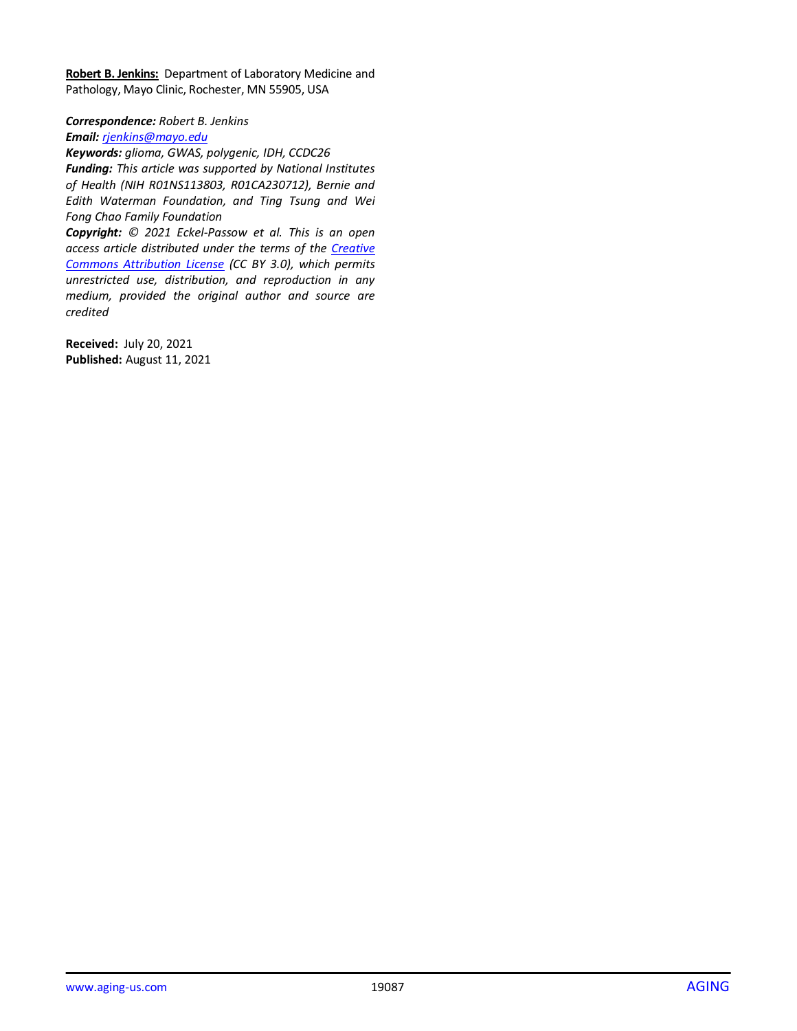**Robert B. Jenkins:** Department of Laboratory Medicine and Pathology, Mayo Clinic, Rochester, MN 55905, USA

***Correspondence:*** *Robert B. Jenkins*
***Email:*** *rjenkins@mayo.edu*
***Keywords:*** *glioma, GWAS, polygenic, IDH, CCDC26*
***Funding:*** *This article was supported by National Institutes of Health (NIH R01NS113803, R01CA230712), Bernie and Edith Waterman Foundation, and Ting Tsung and Wei Fong Chao Family Foundation*
***Copyright:*** *© 2021 Eckel-Passow et al. This is an open access article distributed under the terms of the Creative Commons Attribution License (CC BY 3.0), which permits unrestricted use, distribution, and reproduction in any medium, provided the original author and source are credited*

**Received:** July 20, 2021
**Published:** August 11, 2021